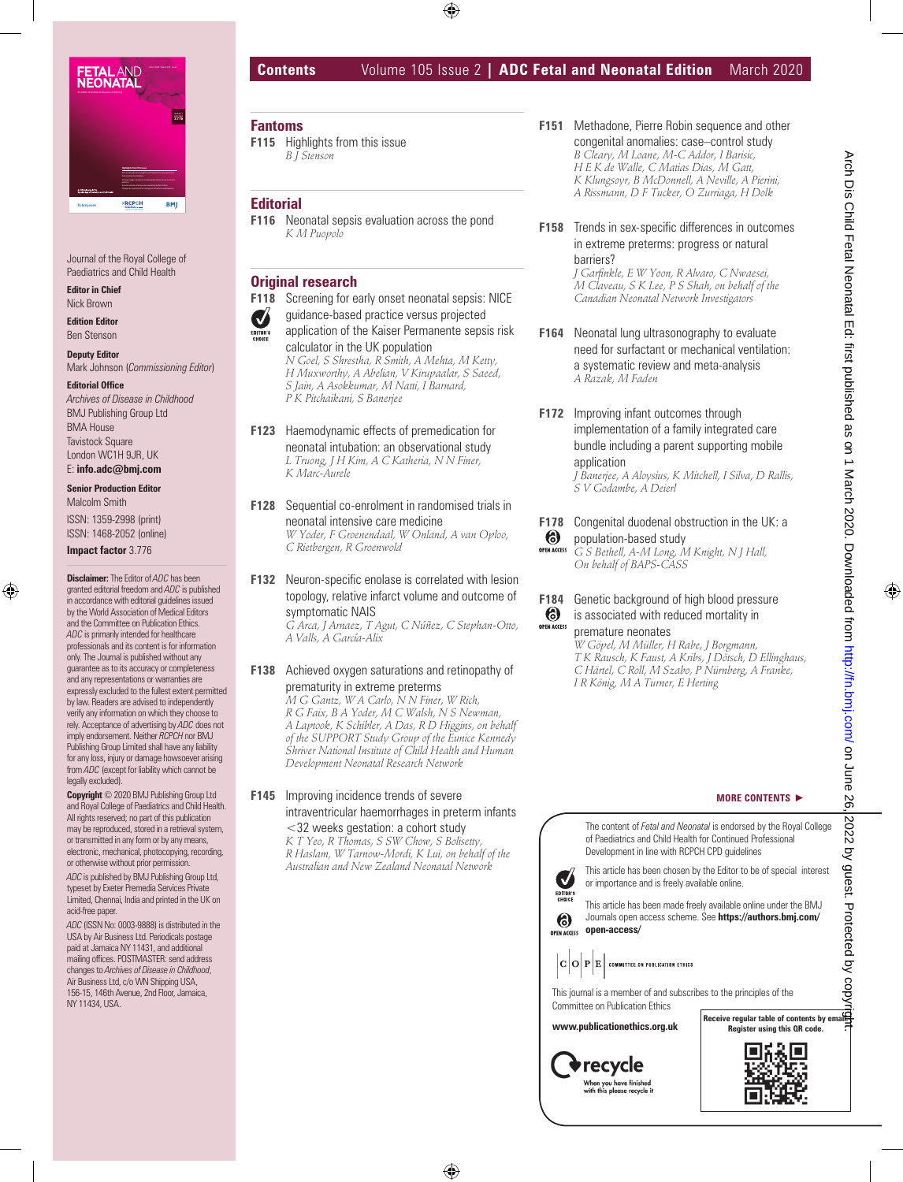# Contents

Volume 105 Issue 2 | ADC Fetal and Neonatal Edition March 2020

Journal of the Royal College of Paediatrics and Child Health

**Editor in Chief**
Nick Brown

**Edition Editor**
Ben Stenson

**Deputy Editor**
Mark Johnson (*Commissioning Editor*)

**Editorial Office**
*Archives of Disease in Childhood*
BMJ Publishing Group Ltd
BMA House
Tavistock Square
London WC1H 9JR, UK
E: **info.adc@bmj.com**

**Senior Production Editor**
Malcolm Smith

ISSN: 1359-2998 (print)
ISSN: 1468-2052 (online)

**Impact factor** 3.776

**Disclaimer:** The Editor of *ADC* has been granted editorial freedom and *ADC* is published in accordance with editorial guidelines issued by the World Association of Medical Editors and the Committee on Publication Ethics. *ADC* is primarily intended for healthcare professionals and its content is for information only. The Journal is published without any guarantee as to its accuracy or completeness and any representations or warranties are expressly excluded to the fullest extent permitted by law. Readers are advised to independently verify any information on which they choose to rely. Acceptance of advertising by *ADC* does not imply endorsement. Neither *RCPCH* nor BMJ Publishing Group Limited shall have any liability for any loss, injury or damage howsoever arising from *ADC* (except for liability which cannot be legally excluded).

**Copyright** © 2020 BMJ Publishing Group Ltd and Royal College of Paediatrics and Child Health. All rights reserved; no part of this publication may be reproduced, stored in a retrieval system, or transmitted in any form or by any means, electronic, mechanical, photocopying, recording, or otherwise without prior permission.

*ADC* is published by BMJ Publishing Group Ltd, typeset by Exeter Premedia Services Private Limited, Chennai, India and printed in the UK on acid-free paper.

*ADC* (ISSN No: 0003-9888) is distributed in the USA by Air Business Ltd. Periodicals postage paid at Jamaica NY 11431, and additional mailing offices. POSTMASTER: send address changes to *Archives of Disease in Childhood*, Air Business Ltd, c/o WN Shipping USA, 156-15, 146th Avenue, 2nd Floor, Jamaica, NY 11434, USA.

## Fantoms

**F115** Highlights from this issue
*B J Stenson*

## Editorial

**F116** Neonatal sepsis evaluation across the pond
*K M Puopolo*

## Original research

**F118** Screening for early onset neonatal sepsis: NICE guidance-based practice versus projected application of the Kaiser Permanente sepsis risk calculator in the UK population (EDITOR'S CHOICE)
*N Goel, S Shrestha, R Smith, A Mehta, M Ketty, H Muxworthy, A Abelian, V Kirupaalar, S Saeed, S Jain, A Asokkumar, M Natti, I Barnard, P K Pitchaikani, S Banerjee*

**F123** Haemodynamic effects of premedication for neonatal intubation: an observational study
*L Truong, J H Kim, A C Katheria, N N Finer, K Marc-Aurele*

**F128** Sequential co-enrolment in randomised trials in neonatal intensive care medicine
*W Yoder, F Groenendaal, W Onland, A van Oploo, C Rietbergen, R Groenwold*

**F132** Neuron-specific enolase is correlated with lesion topology, relative infarct volume and outcome of symptomatic NAIS
*G Arca, J Arnaez, T Agut, C Núñez, C Stephan-Otto, A Valls, A García-Alix*

**F138** Achieved oxygen saturations and retinopathy of prematurity in extreme preterms
*M G Gantz, W A Carlo, N N Finer, W Rich, R G Faix, B A Yoder, M C Walsh, S S Newman, A Laptook, K Schibler, A Das, R D Higgins, on behalf of the SUPPORT Study Group of the Eunice Kennedy Shriver National Institute of Child Health and Human Development Neonatal Research Network*

**F145** Improving incidence trends of severe intraventricular haemorrhages in preterm infants <32 weeks gestation: a cohort study
*K T Yeo, R Thomas, S SW Chow, S Bolisetty, R Haslam, W Tarnow-Mordi, K Lui, on behalf of the Australian and New Zealand Neonatal Network*

**F151** Methadone, Pierre Robin sequence and other congenital anomalies: case–control study
*B Cleary, M Loane, M-C Addor, I Barisic, H E K de Walle, C Matias Dias, M Gatt, K Klungsoyr, B McDonnell, A Neville, A Pierini, A Rissmann, D F Tucker, O Zurriaga, H Dolk*

**F158** Trends in sex-specific differences in outcomes in extreme preterms: progress or natural barriers?
*J Garfinkle, E W Yoon, R Alvaro, C Nwaesei, M Claveau, S K Lee, P S Shah, on behalf of the Canadian Neonatal Network Investigators*

**F164** Neonatal lung ultrasonography to evaluate need for surfactant or mechanical ventilation: a systematic review and meta-analysis
*A Razak, M Faden*

**F172** Improving infant outcomes through implementation of a family integrated care bundle including a parent supporting mobile application
*J Banerjee, A Aloysius, K Mitchell, I Silva, D Rallis, S V Godambe, A Deierl*

**F178** Congenital duodenal obstruction in the UK: a population-based study (OPEN ACCESS)
*G S Bethell, A-M Long, M Knight, N J Hall, On behalf of BAPS-CASS*

**F184** Genetic background of high blood pressure is associated with reduced mortality in premature neonates (OPEN ACCESS)
*W Göpel, M Müller, H Rabe, J Borgmann, T K Rausch, K Faust, A Kribs, J Dötsch, D Ellinghaus, C Härtel, C Roll, M Szabo, P Nürnberg, A Franke, I R König, M A Turner, E Herting*

**MORE CONTENTS ►**

The content of *Fetal and Neonatal* is endorsed by the Royal College of Paediatrics and Child Health for Continued Professional Development in line with RCPCH CPD guidelines

EDITOR'S CHOICE: This article has been chosen by the Editor to be of special interest or importance and is freely available online.

OPEN ACCESS: This article has been made freely available online under the BMJ Journals open access scheme. See **https://authors.bmj.com/open-access/**

COPE — Committee on Publication Ethics

This journal is a member of and subscribes to the principles of the Committee on Publication Ethics

**www.publicationethics.org.uk**

recycle — When you have finished with this please recycle it

**Receive regular table of contents by email. Register using this QR code.**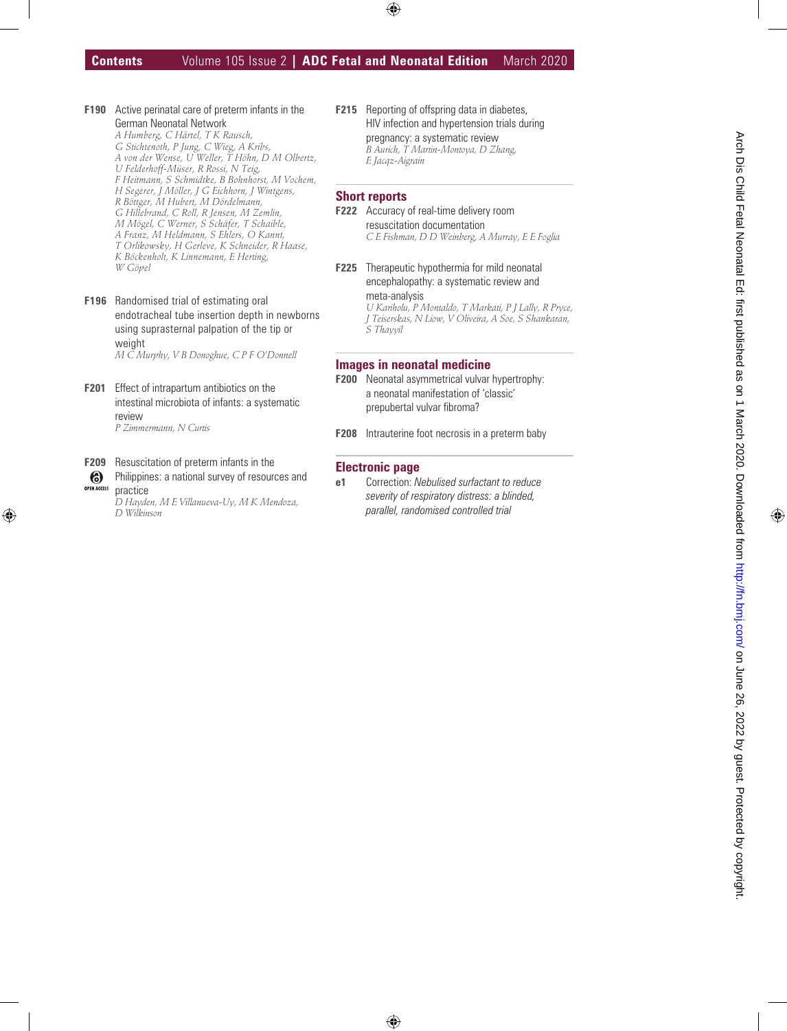**F190** Active perinatal care of preterm infants in the German Neonatal Network
*A Humberg, C Härtel, T K Rausch, G Stichtenoth, P Jung, C Wieg, A Kribs, A von der Wense, U Weller, T Höhn, D M Olbertz, U Felderhoff-Müser, R Rossi, N Teig, F Heitmann, S Schmidtke, B Bohnhorst, M Vochem, H Segerer, J Möller, J G Eichhorn, J Wintgens, R Böttger, M Hubert, M Dördelmann, G Hillebrand, C Roll, R Jensen, M Zemlin, M Mögel, C Werner, S Schäfer, T Schaible, A Franz, M Heldmann, S Ehlers, O Kannt, T Orlikowsky, H Gerleve, K Schneider, R Haase, K Böckenholt, K Linnemann, E Herting, W Göpel*

**F196** Randomised trial of estimating oral endotracheal tube insertion depth in newborns using suprasternal palpation of the tip or weight
*M C Murphy, V B Donoghue, C P F O'Donnell*

**F201** Effect of intrapartum antibiotics on the intestinal microbiota of infants: a systematic review
*P Zimmermann, N Curtis*

**F209** Resuscitation of preterm infants in the Philippines: a national survey of resources and practice (OPEN ACCESS)
*D Hayden, M E Villanueva-Uy, M K Mendoza, D Wilkinson*

**F215** Reporting of offspring data in diabetes, HIV infection and hypertension trials during pregnancy: a systematic review
*B Aurich, T Martin-Montoya, D Zhang, E Jacqz-Aigrain*

## Short reports

**F222** Accuracy of real-time delivery room resuscitation documentation
*C E Fishman, D D Weinberg, A Murray, E E Foglia*

**F225** Therapeutic hypothermia for mild neonatal encephalopathy: a systematic review and meta-analysis
*U Kariholu, P Montaldo, T Markati, P J Lally, R Pryce, J Teiserskas, N Liow, V Oliveira, A Soe, S Shankaran, S Thayyil*

## Images in neonatal medicine

**F200** Neonatal asymmetrical vulvar hypertrophy: a neonatal manifestation of 'classic' prepubertal vulvar fibroma?

**F208** Intrauterine foot necrosis in a preterm baby

## Electronic page

**e1** Correction: *Nebulised surfactant to reduce severity of respiratory distress: a blinded, parallel, randomised controlled trial*